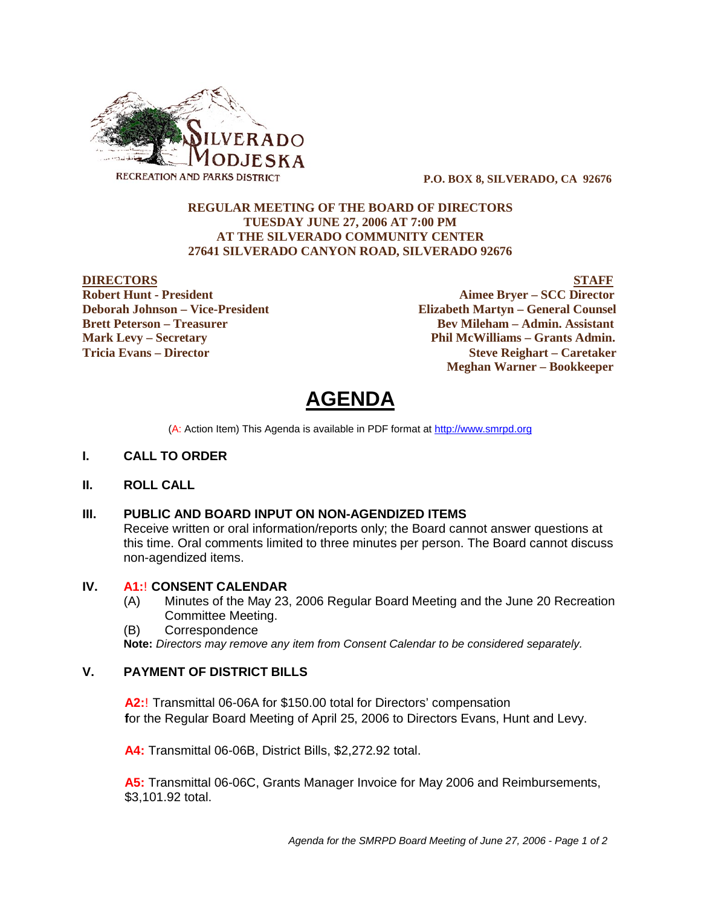SILVERADO MODJESKA
RECREATION AND PARKS DISTRICT

**P.O. BOX 8, SILVERADO, CA 92676**

**REGULAR MEETING OF THE BOARD OF DIRECTORS**
**TUESDAY JUNE 27, 2006 AT 7:00 PM**
**AT THE SILVERADO COMMUNITY CENTER**
**27641 SILVERADO CANYON ROAD, SILVERADO 92676**

**DIRECTORS**
**Robert Hunt - President**
**Deborah Johnson – Vice-President**
**Brett Peterson – Treasurer**
**Mark Levy – Secretary**
**Tricia Evans – Director**

**STAFF**
**Aimee Bryer – SCC Director**
**Elizabeth Martyn – General Counsel**
**Bev Mileham – Admin. Assistant**
**Phil McWilliams – Grants Admin.**
**Steve Reighart – Caretaker**
**Meghan Warner – Bookkeeper**

# AGENDA

(A: Action Item) This Agenda is available in PDF format at http://www.smrpd.org

## I. CALL TO ORDER

## II. ROLL CALL

## III. PUBLIC AND BOARD INPUT ON NON-AGENDIZED ITEMS

Receive written or oral information/reports only; the Board cannot answer questions at this time. Oral comments limited to three minutes per person. The Board cannot discuss non-agendized items.

## IV. A1:! CONSENT CALENDAR

(A) Minutes of the May 23, 2006 Regular Board Meeting and the June 20 Recreation Committee Meeting.

(B) Correspondence

**Note:** *Directors may remove any item from Consent Calendar to be considered separately.*

## V. PAYMENT OF DISTRICT BILLS

**A2:**! Transmittal 06-06A for $150.00 total for Directors' compensation **f**or the Regular Board Meeting of April 25, 2006 to Directors Evans, Hunt and Levy.

**A4:** Transmittal 06-06B, District Bills, $2,272.92 total.

**A5:** Transmittal 06-06C, Grants Manager Invoice for May 2006 and Reimbursements, $3,101.92 total.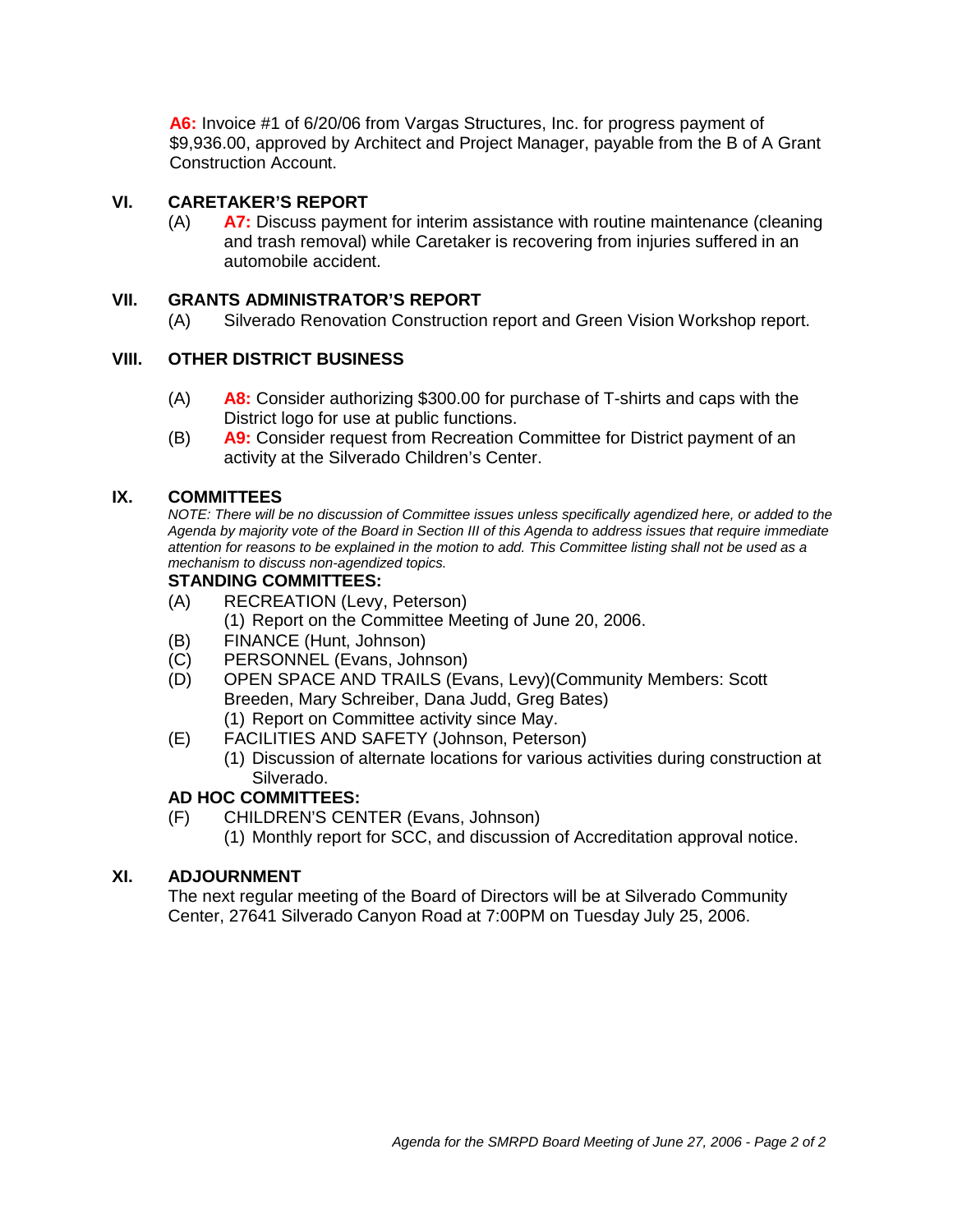**A6:** Invoice #1 of 6/20/06 from Vargas Structures, Inc. for progress payment of $9,936.00, approved by Architect and Project Manager, payable from the B of A Grant Construction Account.

## VI. CARETAKER'S REPORT

(A) **A7:** Discuss payment for interim assistance with routine maintenance (cleaning and trash removal) while Caretaker is recovering from injuries suffered in an automobile accident.

## VII. GRANTS ADMINISTRATOR'S REPORT

(A) Silverado Renovation Construction report and Green Vision Workshop report.

## VIII. OTHER DISTRICT BUSINESS

(A) **A8:** Consider authorizing $300.00 for purchase of T-shirts and caps with the District logo for use at public functions.

(B) **A9:** Consider request from Recreation Committee for District payment of an activity at the Silverado Children's Center.

## IX. COMMITTEES

*NOTE: There will be no discussion of Committee issues unless specifically agendized here, or added to the Agenda by majority vote of the Board in Section III of this Agenda to address issues that require immediate attention for reasons to be explained in the motion to add. This Committee listing shall not be used as a mechanism to discuss non-agendized topics.*

### STANDING COMMITTEES:

(A) RECREATION (Levy, Peterson)
 (1) Report on the Committee Meeting of June 20, 2006.

(B) FINANCE (Hunt, Johnson)

(C) PERSONNEL (Evans, Johnson)

(D) OPEN SPACE AND TRAILS (Evans, Levy)(Community Members: Scott Breeden, Mary Schreiber, Dana Judd, Greg Bates)
 (1) Report on Committee activity since May.

(E) FACILITIES AND SAFETY (Johnson, Peterson)
 (1) Discussion of alternate locations for various activities during construction at Silverado.

### AD HOC COMMITTEES:

(F) CHILDREN'S CENTER (Evans, Johnson)
 (1) Monthly report for SCC, and discussion of Accreditation approval notice.

## XI. ADJOURNMENT

The next regular meeting of the Board of Directors will be at Silverado Community Center, 27641 Silverado Canyon Road at 7:00PM on Tuesday July 25, 2006.